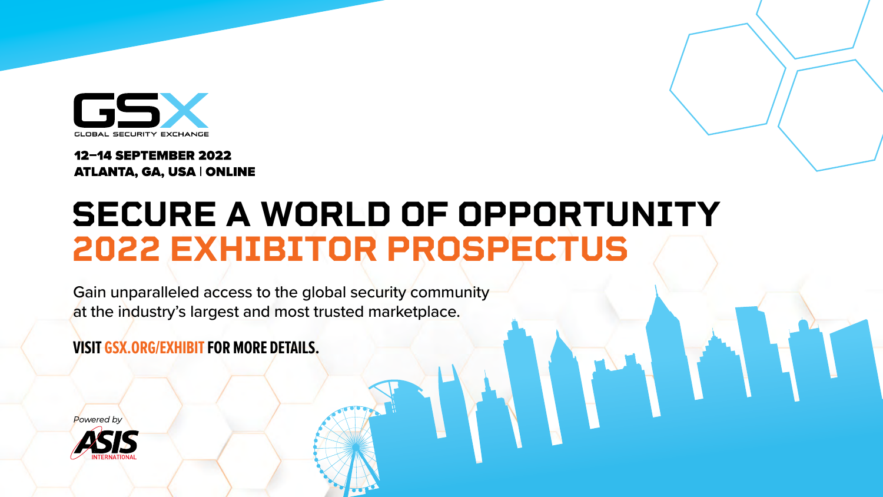GSX

GLOBAL SECURITY EXCHANGE

**12–14 SEPTEMBER 2022**
**ATLANTA, GA, USA | ONLINE**

# SECURE A WORLD OF OPPORTUNITY
# 2022 EXHIBITOR PROSPECTUS

Gain unparalleled access to the global security community at the industry's largest and most trusted marketplace.

**VISIT GSX.ORG/EXHIBIT FOR MORE DETAILS.**

*Powered by*
ASIS INTERNATIONAL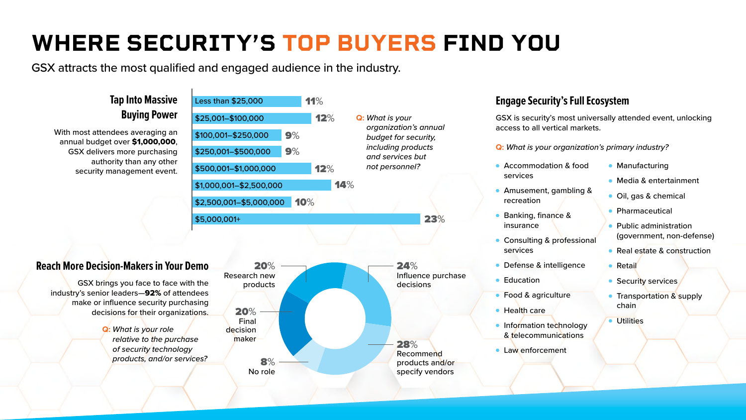# WHERE SECURITY'S TOP BUYERS FIND YOU

GSX attracts the most qualified and engaged audience in the industry.

## Tap Into Massive Buying Power

With most attendees averaging an annual budget over **$1,000,000**, GSX delivers more purchasing authority than any other security management event.

*Q: What is your organization's annual budget for security, including products and services but not personnel?*

| Budget | % |
|---|---|
| Less than $25,000 | 11% |
| $25,001–$100,000 | 12% |
| $100,001–$250,000 | 9% |
| $250,001–$500,000 | 9% |
| $500,001–$1,000,000 | 12% |
| $1,000,001–$2,500,000 | 14% |
| $2,500,001–$5,000,000 | 10% |
| $5,000,001+ | 23% |

## Reach More Decision-Makers in Your Demo

GSX brings you face to face with the industry's senior leaders—**92%** of attendees make or influence security purchasing decisions for their organizations.

*Q: What is your role relative to the purchase of security technology products, and/or services?*

| Role | % |
|---|---|
| Research new products | 20% |
| Influence purchase decisions | 24% |
| Final decision maker | 20% |
| Recommend products and/or specify vendors | 28% |
| No role | 8% |

## Engage Security's Full Ecosystem

GSX is security's most universally attended event, unlocking access to all vertical markets.

*Q: What is your organization's primary industry?*

- Accommodation & food services
- Amusement, gambling & recreation
- Banking, finance & insurance
- Consulting & professional services
- Defense & intelligence
- Education
- Food & agriculture
- Health care
- Information technology & telecommunications
- Law enforcement
- Manufacturing
- Media & entertainment
- Oil, gas & chemical
- Pharmaceutical
- Public administration (government, non-defense)
- Real estate & construction
- Retail
- Security services
- Transportation & supply chain
- Utilities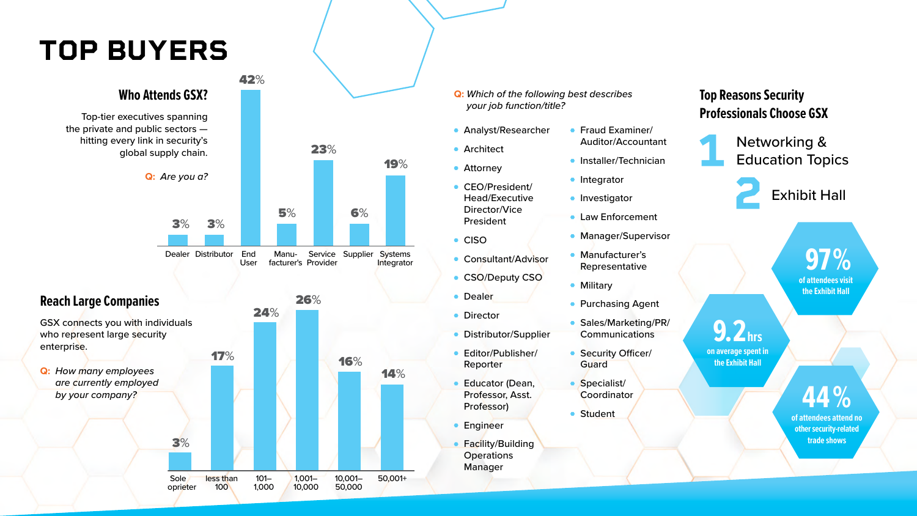# TOP BUYERS

## Who Attends GSX?

Top-tier executives spanning the private and public sectors — hitting every link in security's global supply chain.

**Q:** *Are you a?*

| Dealer | Distributor | End User | Manufacturer's | Service Provider | Supplier | Systems Integrator |
|---|---|---|---|---|---|---|
| 3% | 3% | 42% | 5% | 23% | 6% | 19% |

## Reach Large Companies

GSX connects you with individuals who represent large security enterprise.

**Q:** *How many employees are currently employed by your company?*

| Sole oprieter | less than 100 | 101–1,000 | 1,001–10,000 | 10,001–50,000 | 50,001+ |
|---|---|---|---|---|---|
| 3% | 17% | 24% | 26% | 16% | 14% |

**Q:** *Which of the following best describes your job function/title?*

- Analyst/Researcher
- Architect
- Attorney
- CEO/President/Head/Executive Director/Vice President
- CISO
- Consultant/Advisor
- CSO/Deputy CSO
- Dealer
- Director
- Distributor/Supplier
- Editor/Publisher/Reporter
- Educator (Dean, Professor, Asst. Professor)
- Engineer
- Facility/Building Operations Manager
- Fraud Examiner/Auditor/Accountant
- Installer/Technician
- Integrator
- Investigator
- Law Enforcement
- Manager/Supervisor
- Manufacturer's Representative
- Military
- Purchasing Agent
- Sales/Marketing/PR/Communications
- Security Officer/Guard
- Specialist/Coordinator
- Student

## Top Reasons Security Professionals Choose GSX

1. Networking & Education Topics
2. Exhibit Hall

**97%** of attendees visit the Exhibit Hall

**9.2 hrs** on average spent in the Exhibit Hall

**44%** of attendees attend no other security-related trade shows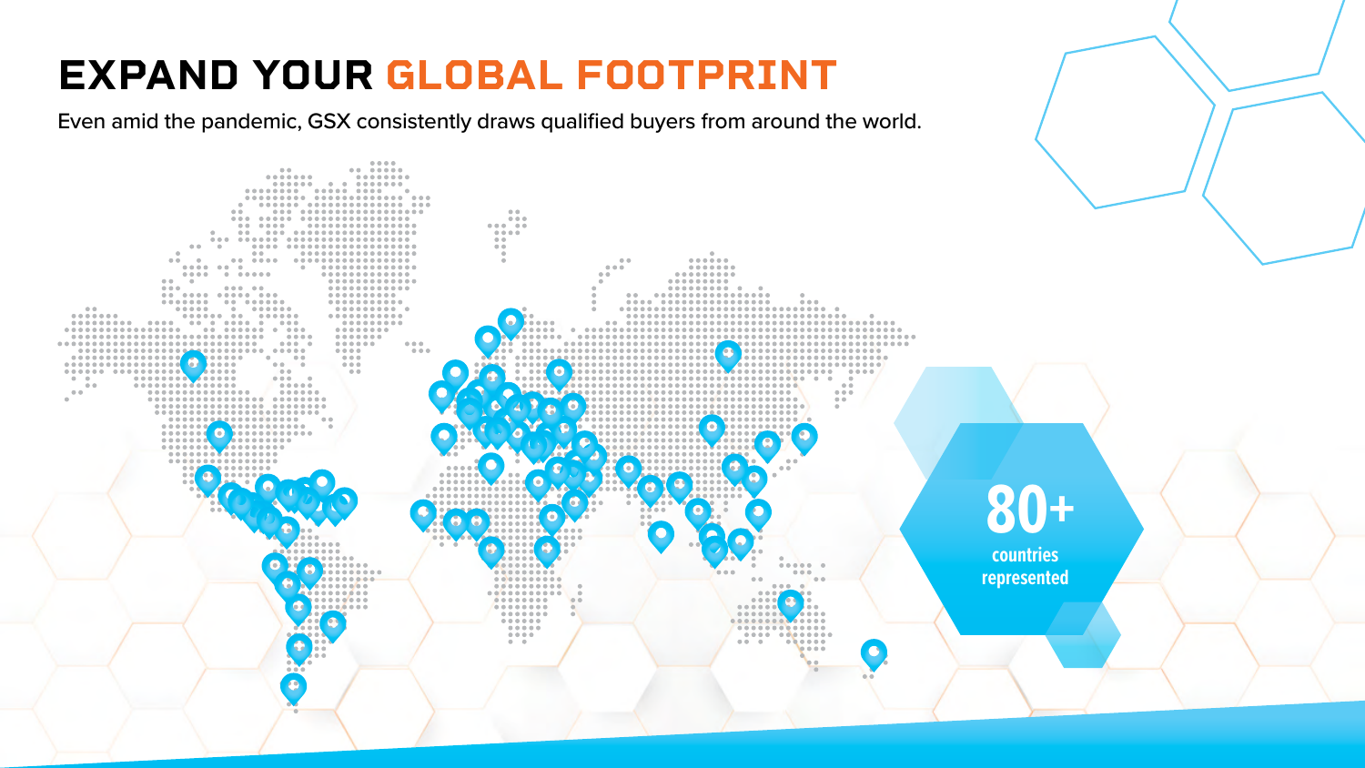# EXPAND YOUR GLOBAL FOOTPRINT

Even amid the pandemic, GSX consistently draws qualified buyers from around the world.

**80+**

countries represented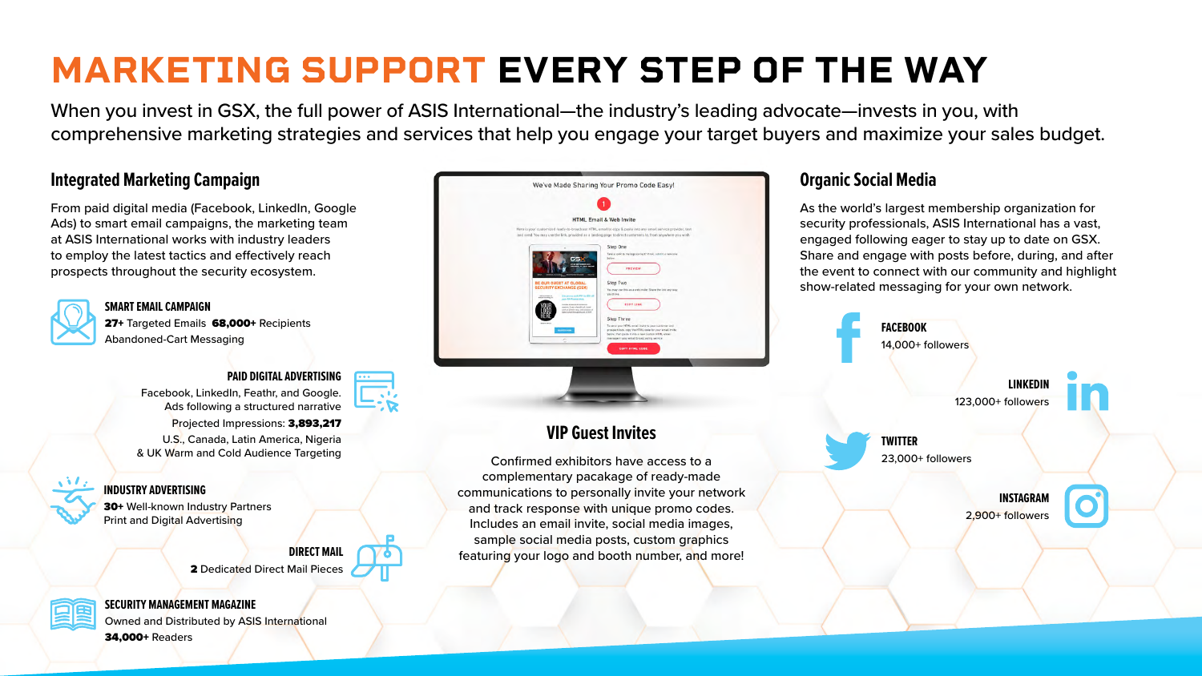# MARKETING SUPPORT EVERY STEP OF THE WAY

When you invest in GSX, the full power of ASIS International—the industry's leading advocate—invests in you, with comprehensive marketing strategies and services that help you engage your target buyers and maximize your sales budget.

## Integrated Marketing Campaign

From paid digital media (Facebook, LinkedIn, Google Ads) to smart email campaigns, the marketing team at ASIS International works with industry leaders to employ the latest tactics and effectively reach prospects throughout the security ecosystem.

### SMART EMAIL CAMPAIGN

**27+** Targeted Emails **68,000+** Recipients
Abandoned-Cart Messaging

### PAID DIGITAL ADVERTISING

Facebook, LinkedIn, Feathr, and Google.
Ads following a structured narrative
Projected Impressions: **3,893,217**
U.S., Canada, Latin America, Nigeria & UK Warm and Cold Audience Targeting

### INDUSTRY ADVERTISING

**30+** Well-known Industry Partners
Print and Digital Advertising

### DIRECT MAIL

**2** Dedicated Direct Mail Pieces

### SECURITY MANAGEMENT MAGAZINE

Owned and Distributed by ASIS International
**34,000+** Readers

## VIP Guest Invites

Confirmed exhibitors have access to a complementary pacakage of ready-made communications to personally invite your network and track response with unique promo codes. Includes an email invite, social media images, sample social media posts, custom graphics featuring your logo and booth number, and more!

## Organic Social Media

As the world's largest membership organization for security professionals, ASIS International has a vast, engaged following eager to stay up to date on GSX. Share and engage with posts before, during, and after the event to connect with our community and highlight show-related messaging for your own network.

### FACEBOOK

14,000+ followers

### LINKEDIN

123,000+ followers

### TWITTER

23,000+ followers

### INSTAGRAM

2,900+ followers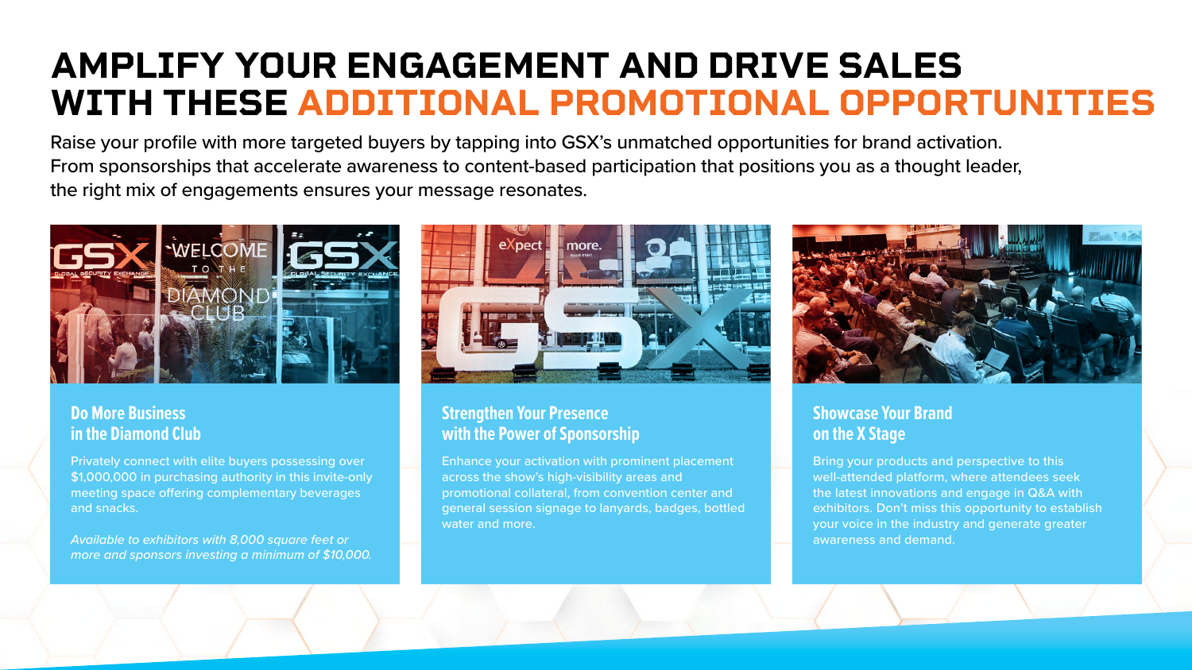# AMPLIFY YOUR ENGAGEMENT AND DRIVE SALES WITH THESE ADDITIONAL PROMOTIONAL OPPORTUNITIES

Raise your profile with more targeted buyers by tapping into GSX's unmatched opportunities for brand activation. From sponsorships that accelerate awareness to content-based participation that positions you as a thought leader, the right mix of engagements ensures your message resonates.

### Do More Business in the Diamond Club

Privately connect with elite buyers possessing over $1,000,000 in purchasing authority in this invite-only meeting space offering complementary beverages and snacks.

*Available to exhibitors with 8,000 square feet or more and sponsors investing a minimum of $10,000.*

### Strengthen Your Presence with the Power of Sponsorship

Enhance your activation with prominent placement across the show's high-visibility areas and promotional collateral, from convention center and general session signage to lanyards, badges, bottled water and more.

### Showcase Your Brand on the X Stage

Bring your products and perspective to this well-attended platform, where attendees seek the latest innovations and engage in Q&A with exhibitors. Don't miss this opportunity to establish your voice in the industry and generate greater awareness and demand.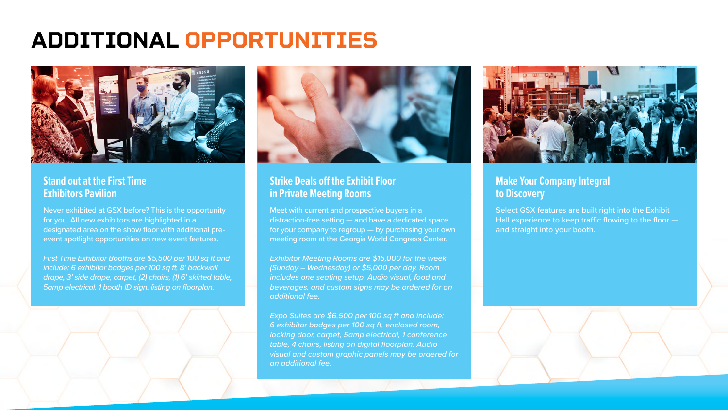# ADDITIONAL OPPORTUNITIES

## Stand out at the First Time Exhibitors Pavilion

Never exhibited at GSX before? This is the opportunity for you. All new exhibitors are highlighted in a designated area on the show floor with additional pre-event spotlight opportunities on new event features.

*First Time Exhibitor Booths are $5,500 per 100 sq ft and include: 6 exhibitor badges per 100 sq ft, 8' backwall drape, 3' side drape, carpet, (2) chairs, (1) 6' skirted table, 5amp electrical, 1 booth ID sign, listing on floorplan.*

## Strike Deals off the Exhibit Floor in Private Meeting Rooms

Meet with current and prospective buyers in a distraction-free setting — and have a dedicated space for your company to regroup — by purchasing your own meeting room at the Georgia World Congress Center.

*Exhibitor Meeting Rooms are $15,000 for the week (Sunday – Wednesday) or $5,000 per day. Room includes one seating setup. Audio visual, food and beverages, and custom signs may be ordered for an additional fee.*

*Expo Suites are $6,500 per 100 sq ft and include: 6 exhibitor badges per 100 sq ft, enclosed room, locking door, carpet, 5amp electrical, 1 conference table, 4 chairs, listing on digital floorplan. Audio visual and custom graphic panels may be ordered for an additional fee.*

## Make Your Company Integral to Discovery

Select GSX features are built right into the Exhibit Hall experience to keep traffic flowing to the floor — and straight into your booth.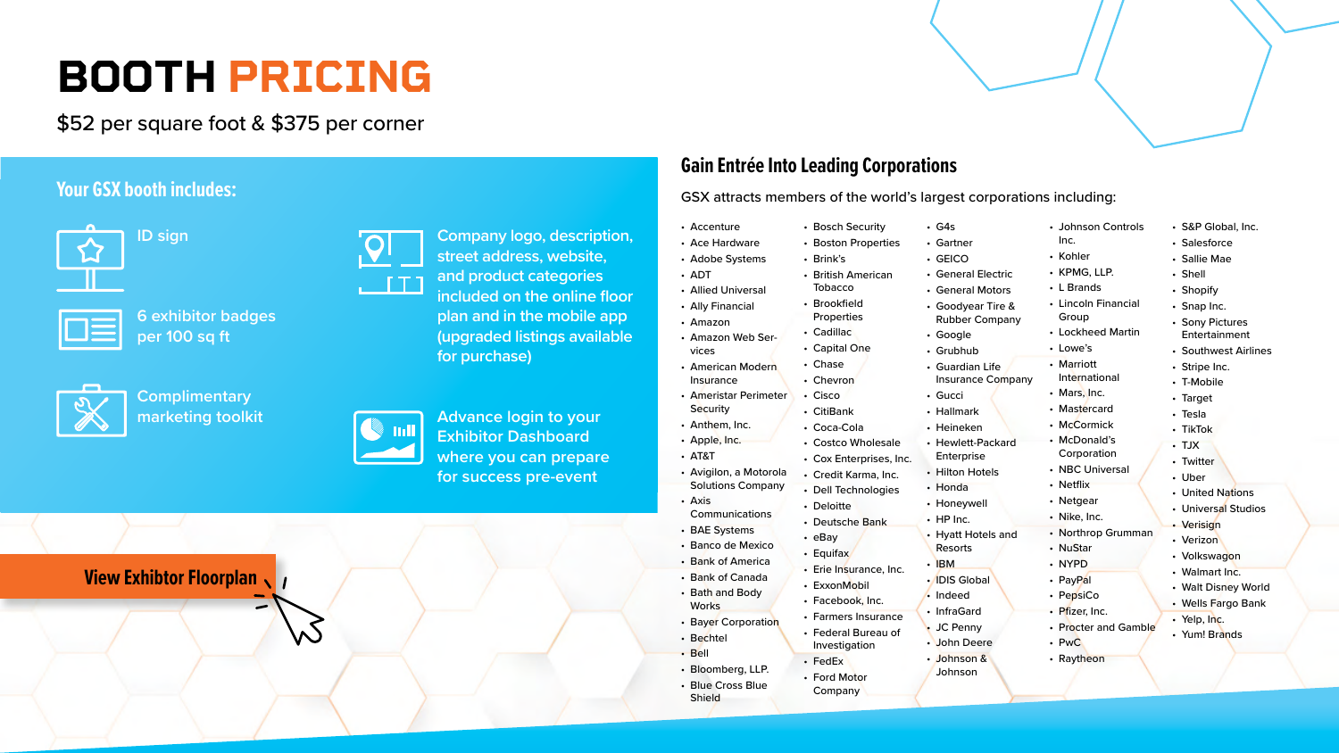# BOOTH PRICING

$52 per square foot & $375 per corner

## Your GSX booth includes:

- ID sign
- 6 exhibitor badges per 100 sq ft
- Complimentary marketing toolkit
- Company logo, description, street address, website, and product categories included on the online floor plan and in the mobile app (upgraded listings available for purchase)
- Advance login to your Exhibitor Dashboard where you can prepare for success pre-event

**View Exhibtor Floorplan**

## Gain Entrée Into Leading Corporations

GSX attracts members of the world's largest corporations including:

- Accenture
- Ace Hardware
- Adobe Systems
- ADT
- Allied Universal
- Ally Financial
- Amazon
- Amazon Web Services
- American Modern Insurance
- Ameristar Perimeter Security
- Anthem, Inc.
- Apple, Inc.
- AT&T
- Avigilon, a Motorola Solutions Company
- Axis Communications
- BAE Systems
- Banco de Mexico
- Bank of America
- Bank of Canada
- Bath and Body Works
- Bayer Corporation
- Bechtel
- Bell
- Bloomberg, LLP.
- Blue Cross Blue Shield
- Bosch Security
- Boston Properties
- Brink's
- British American Tobacco
- Brookfield Properties
- Cadillac
- Capital One
- Chase
- Chevron
- Cisco
- CitiBank
- Coca-Cola
- Costco Wholesale
- Cox Enterprises, Inc.
- Credit Karma, Inc.
- Dell Technologies
- Deloitte
- Deutsche Bank
- eBay
- Equifax
- Erie Insurance, Inc.
- ExxonMobil
- Facebook, Inc.
- Farmers Insurance
- Federal Bureau of Investigation
- FedEx
- Ford Motor Company
- G4s
- Gartner
- GEICO
- General Electric
- General Motors
- Goodyear Tire & Rubber Company
- Google
- Grubhub
- Guardian Life Insurance Company
- Gucci
- Hallmark
- Heineken
- Hewlett-Packard Enterprise
- Hilton Hotels
- Honda
- Honeywell
- HP Inc.
- Hyatt Hotels and Resorts
- IBM
- IDIS Global
- Indeed
- InfraGard
- JC Penny
- John Deere
- Johnson & Johnson
- Johnson Controls Inc.
- Kohler
- KPMG, LLP.
- L Brands
- Lincoln Financial Group
- Lockheed Martin
- Lowe's
- Marriott International
- Mars, Inc.
- Mastercard
- McCormick
- McDonald's Corporation
- NBC Universal
- Netflix
- Netgear
- Nike, Inc.
- Northrop Grumman
- NuStar
- NYPD
- PayPal
- PepsiCo
- Pfizer, Inc.
- Procter and Gamble
- PwC
- Raytheon
- S&P Global, Inc.
- Salesforce
- Sallie Mae
- Shell
- Shopify
- Snap Inc.
- Sony Pictures Entertainment
- Southwest Airlines
- Stripe Inc.
- T-Mobile
- Target
- Tesla
- TikTok
- TJX
- Twitter
- Uber
- United Nations
- Universal Studios
- Verisign
- Verizon
- Volkswagon
- Walmart Inc.
- Walt Disney World
- Wells Fargo Bank
- Yelp, Inc.
- Yum! Brands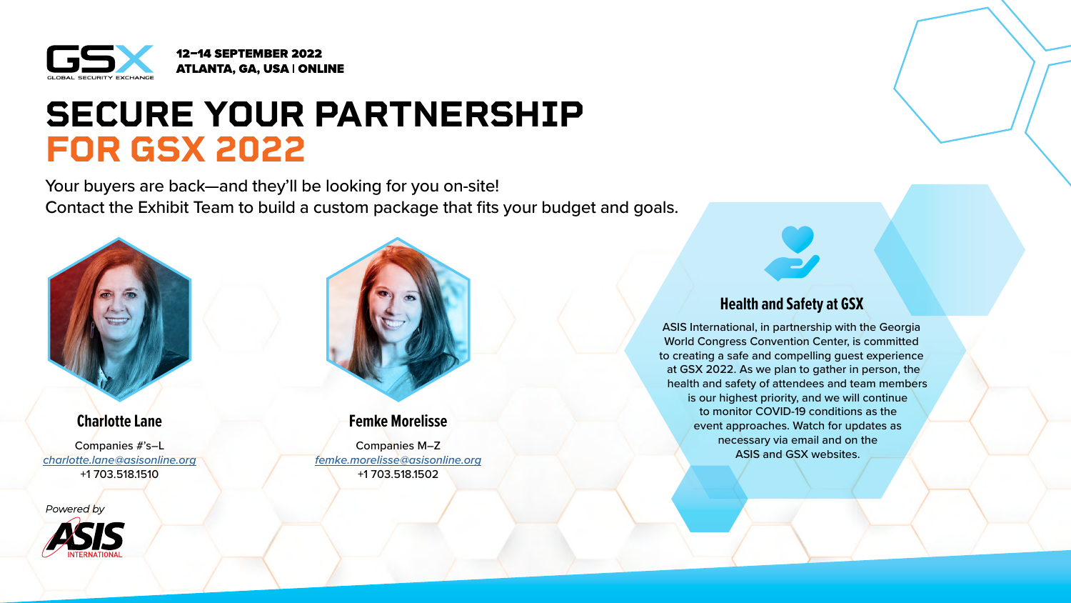GSX
GLOBAL SECURITY EXCHANGE

**12–14 SEPTEMBER 2022**
**ATLANTA, GA, USA | ONLINE**

# SECURE YOUR PARTNERSHIP FOR GSX 2022

Your buyers are back—and they'll be looking for you on-site!
Contact the Exhibit Team to build a custom package that fits your budget and goals.

### Charlotte Lane

Companies #'s–L
charlotte.lane@asisonline.org
+1 703.518.1510

### Femke Morelisse

Companies M–Z
femke.morelisse@asisonline.org
+1 703.518.1502

## Health and Safety at GSX

ASIS International, in partnership with the Georgia World Congress Convention Center, is committed to creating a safe and compelling guest experience at GSX 2022. As we plan to gather in person, the health and safety of attendees and team members is our highest priority, and we will continue to monitor COVID-19 conditions as the event approaches. Watch for updates as necessary via email and on the ASIS and GSX websites.

*Powered by*
ASIS INTERNATIONAL